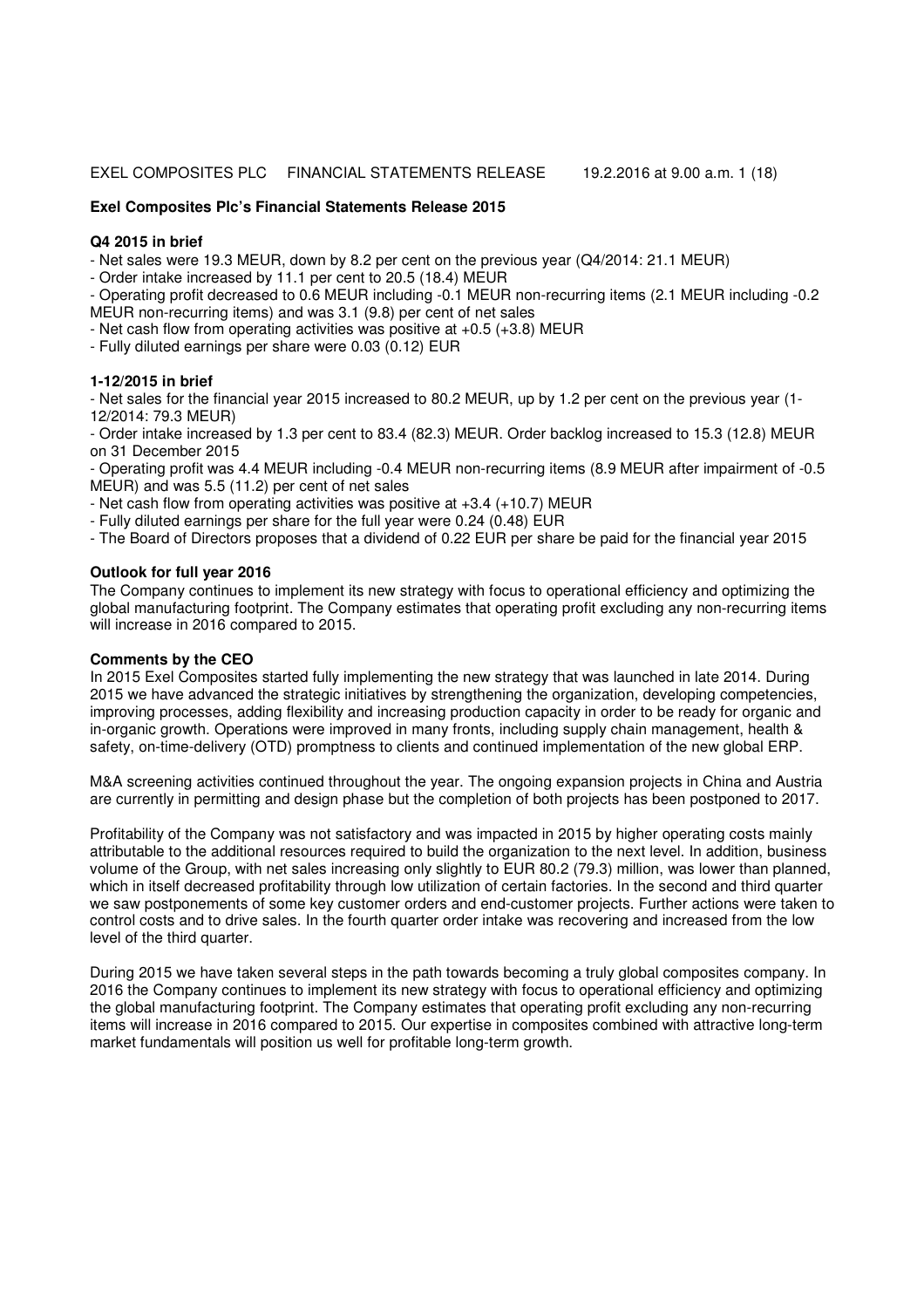# Exel Composites Plc's Financial Statements Release 2015

## Q4 2015 in brief

- Net sales were 19.3 MEUR, down by 8.2 per cent on the previous year (Q4/2014: 21.1 MEUR)
- Order intake increased by 11.1 per cent to 20.5 (18.4) MEUR
- Operating profit decreased to 0.6 MEUR including -0.1 MEUR non-recurring items (2.1 MEUR including -0.2 MEUR non-recurring items) and was 3.1 (9.8) per cent of net sales
- Net cash flow from operating activities was positive at +0.5 (+3.8) MEUR
- Fully diluted earnings per share were 0.03 (0.12) EUR

## 1-12/2015 in brief

- Net sales for the financial year 2015 increased to 80.2 MEUR, up by 1.2 per cent on the previous year (1-12/2014: 79.3 MEUR)
- Order intake increased by 1.3 per cent to 83.4 (82.3) MEUR. Order backlog increased to 15.3 (12.8) MEUR on 31 December 2015
- Operating profit was 4.4 MEUR including -0.4 MEUR non-recurring items (8.9 MEUR after impairment of -0.5 MEUR) and was 5.5 (11.2) per cent of net sales
- Net cash flow from operating activities was positive at +3.4 (+10.7) MEUR
- Fully diluted earnings per share for the full year were 0.24 (0.48) EUR
- The Board of Directors proposes that a dividend of 0.22 EUR per share be paid for the financial year 2015

## Outlook for full year 2016

The Company continues to implement its new strategy with focus to operational efficiency and optimizing the global manufacturing footprint. The Company estimates that operating profit excluding any non-recurring items will increase in 2016 compared to 2015.

## Comments by the CEO

In 2015 Exel Composites started fully implementing the new strategy that was launched in late 2014. During 2015 we have advanced the strategic initiatives by strengthening the organization, developing competencies, improving processes, adding flexibility and increasing production capacity in order to be ready for organic and in-organic growth. Operations were improved in many fronts, including supply chain management, health & safety, on-time-delivery (OTD) promptness to clients and continued implementation of the new global ERP.

M&A screening activities continued throughout the year. The ongoing expansion projects in China and Austria are currently in permitting and design phase but the completion of both projects has been postponed to 2017.

Profitability of the Company was not satisfactory and was impacted in 2015 by higher operating costs mainly attributable to the additional resources required to build the organization to the next level. In addition, business volume of the Group, with net sales increasing only slightly to EUR 80.2 (79.3) million, was lower than planned, which in itself decreased profitability through low utilization of certain factories. In the second and third quarter we saw postponements of some key customer orders and end-customer projects. Further actions were taken to control costs and to drive sales. In the fourth quarter order intake was recovering and increased from the low level of the third quarter.

During 2015 we have taken several steps in the path towards becoming a truly global composites company. In 2016 the Company continues to implement its new strategy with focus to operational efficiency and optimizing the global manufacturing footprint. The Company estimates that operating profit excluding any non-recurring items will increase in 2016 compared to 2015. Our expertise in composites combined with attractive long-term market fundamentals will position us well for profitable long-term growth.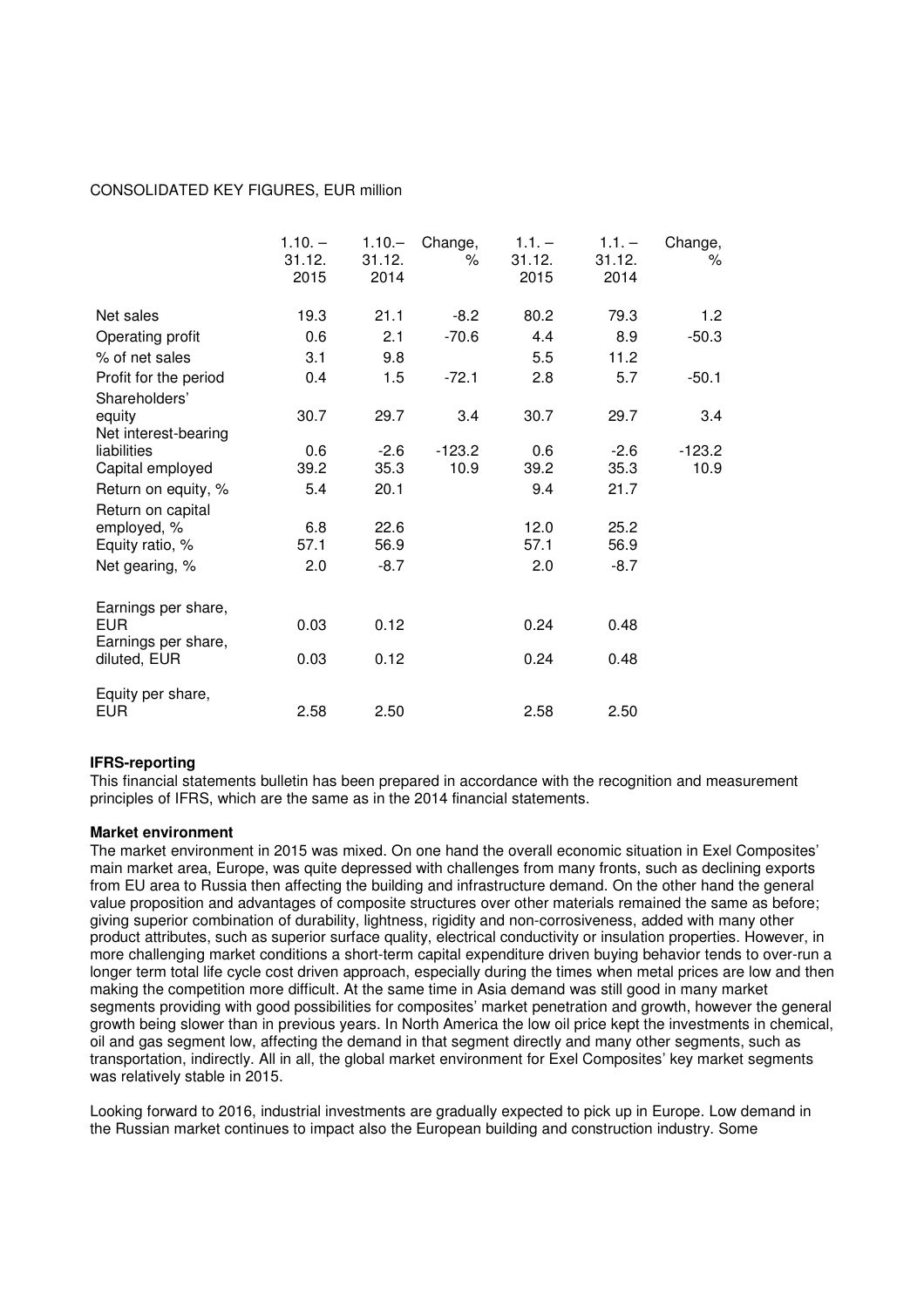CONSOLIDATED KEY FIGURES, EUR million

| | 1.10. – 31.12. 2015 | 1.10.– 31.12. 2014 | Change, % | 1.1. – 31.12. 2015 | 1.1. – 31.12. 2014 | Change, % |
|---|---|---|---|---|---|---|
| Net sales | 19.3 | 21.1 | -8.2 | 80.2 | 79.3 | 1.2 |
| Operating profit | 0.6 | 2.1 | -70.6 | 4.4 | 8.9 | -50.3 |
| % of net sales | 3.1 | 9.8 | | 5.5 | 11.2 | |
| Profit for the period | 0.4 | 1.5 | -72.1 | 2.8 | 5.7 | -50.1 |
| Shareholders' equity | 30.7 | 29.7 | 3.4 | 30.7 | 29.7 | 3.4 |
| Net interest-bearing liabilities | 0.6 | -2.6 | -123.2 | 0.6 | -2.6 | -123.2 |
| Capital employed | 39.2 | 35.3 | 10.9 | 39.2 | 35.3 | 10.9 |
| Return on equity, % | 5.4 | 20.1 | | 9.4 | 21.7 | |
| Return on capital employed, % | 6.8 | 22.6 | | 12.0 | 25.2 | |
| Equity ratio, % | 57.1 | 56.9 | | 57.1 | 56.9 | |
| Net gearing, % | 2.0 | -8.7 | | 2.0 | -8.7 | |
| Earnings per share, EUR | 0.03 | 0.12 | | 0.24 | 0.48 | |
| Earnings per share, diluted, EUR | 0.03 | 0.12 | | 0.24 | 0.48 | |
| Equity per share, EUR | 2.58 | 2.50 | | 2.58 | 2.50 | |

**IFRS-reporting**

This financial statements bulletin has been prepared in accordance with the recognition and measurement principles of IFRS, which are the same as in the 2014 financial statements.

**Market environment**

The market environment in 2015 was mixed. On one hand the overall economic situation in Exel Composites' main market area, Europe, was quite depressed with challenges from many fronts, such as declining exports from EU area to Russia then affecting the building and infrastructure demand. On the other hand the general value proposition and advantages of composite structures over other materials remained the same as before; giving superior combination of durability, lightness, rigidity and non-corrosiveness, added with many other product attributes, such as superior surface quality, electrical conductivity or insulation properties. However, in more challenging market conditions a short-term capital expenditure driven buying behavior tends to over-run a longer term total life cycle cost driven approach, especially during the times when metal prices are low and then making the competition more difficult. At the same time in Asia demand was still good in many market segments providing with good possibilities for composites' market penetration and growth, however the general growth being slower than in previous years. In North America the low oil price kept the investments in chemical, oil and gas segment low, affecting the demand in that segment directly and many other segments, such as transportation, indirectly. All in all, the global market environment for Exel Composites' key market segments was relatively stable in 2015.

Looking forward to 2016, industrial investments are gradually expected to pick up in Europe. Low demand in the Russian market continues to impact also the European building and construction industry. Some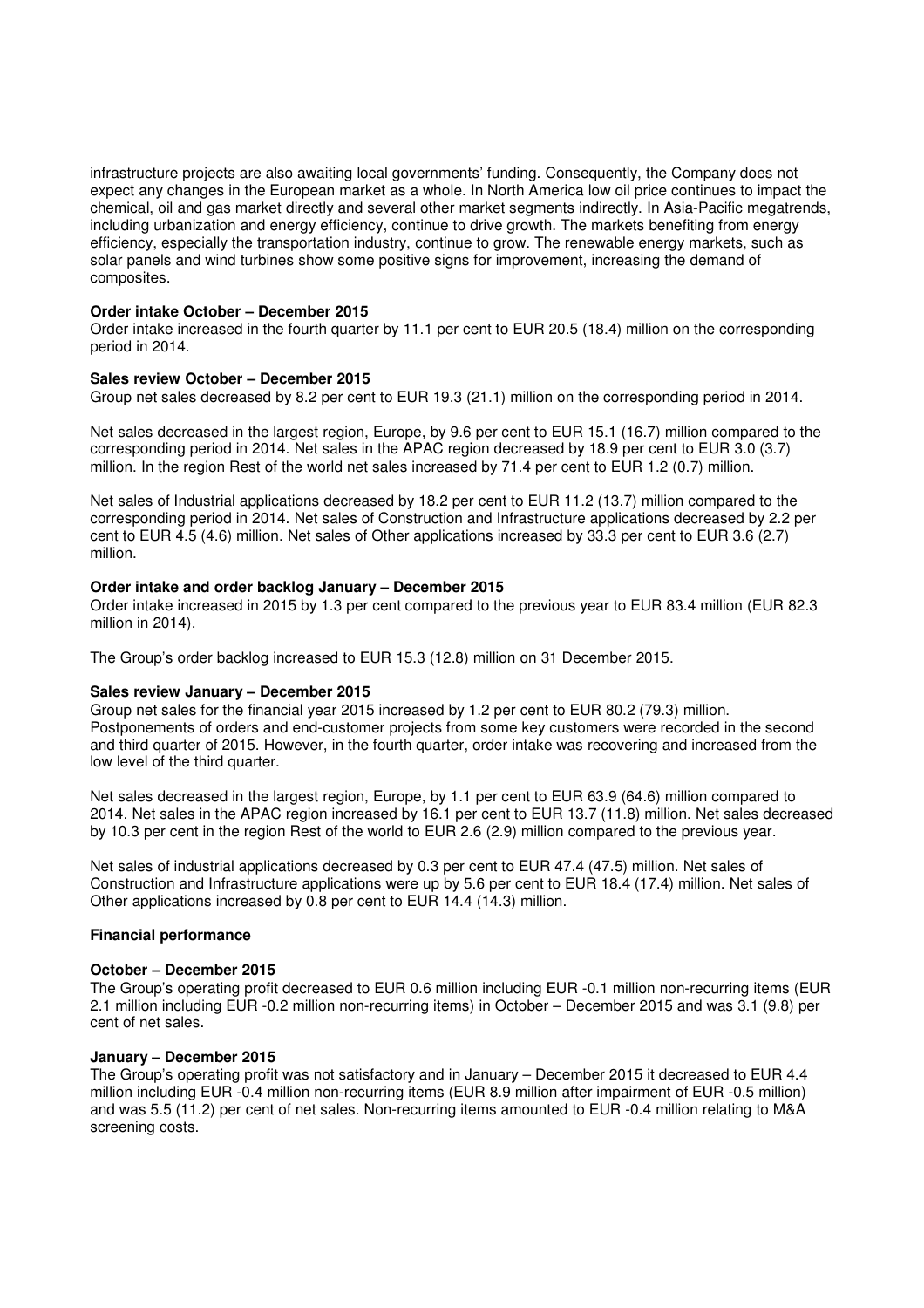infrastructure projects are also awaiting local governments' funding. Consequently, the Company does not expect any changes in the European market as a whole. In North America low oil price continues to impact the chemical, oil and gas market directly and several other market segments indirectly. In Asia-Pacific megatrends, including urbanization and energy efficiency, continue to drive growth. The markets benefiting from energy efficiency, especially the transportation industry, continue to grow. The renewable energy markets, such as solar panels and wind turbines show some positive signs for improvement, increasing the demand of composites.

**Order intake October – December 2015**

Order intake increased in the fourth quarter by 11.1 per cent to EUR 20.5 (18.4) million on the corresponding period in 2014.

**Sales review October – December 2015**

Group net sales decreased by 8.2 per cent to EUR 19.3 (21.1) million on the corresponding period in 2014.

Net sales decreased in the largest region, Europe, by 9.6 per cent to EUR 15.1 (16.7) million compared to the corresponding period in 2014. Net sales in the APAC region decreased by 18.9 per cent to EUR 3.0 (3.7) million. In the region Rest of the world net sales increased by 71.4 per cent to EUR 1.2 (0.7) million.

Net sales of Industrial applications decreased by 18.2 per cent to EUR 11.2 (13.7) million compared to the corresponding period in 2014. Net sales of Construction and Infrastructure applications decreased by 2.2 per cent to EUR 4.5 (4.6) million. Net sales of Other applications increased by 33.3 per cent to EUR 3.6 (2.7) million.

**Order intake and order backlog January – December 2015**

Order intake increased in 2015 by 1.3 per cent compared to the previous year to EUR 83.4 million (EUR 82.3 million in 2014).

The Group's order backlog increased to EUR 15.3 (12.8) million on 31 December 2015.

**Sales review January – December 2015**

Group net sales for the financial year 2015 increased by 1.2 per cent to EUR 80.2 (79.3) million. Postponements of orders and end-customer projects from some key customers were recorded in the second and third quarter of 2015. However, in the fourth quarter, order intake was recovering and increased from the low level of the third quarter.

Net sales decreased in the largest region, Europe, by 1.1 per cent to EUR 63.9 (64.6) million compared to 2014. Net sales in the APAC region increased by 16.1 per cent to EUR 13.7 (11.8) million. Net sales decreased by 10.3 per cent in the region Rest of the world to EUR 2.6 (2.9) million compared to the previous year.

Net sales of industrial applications decreased by 0.3 per cent to EUR 47.4 (47.5) million. Net sales of Construction and Infrastructure applications were up by 5.6 per cent to EUR 18.4 (17.4) million. Net sales of Other applications increased by 0.8 per cent to EUR 14.4 (14.3) million.

**Financial performance**

**October – December 2015**

The Group's operating profit decreased to EUR 0.6 million including EUR -0.1 million non-recurring items (EUR 2.1 million including EUR -0.2 million non-recurring items) in October – December 2015 and was 3.1 (9.8) per cent of net sales.

**January – December 2015**

The Group's operating profit was not satisfactory and in January – December 2015 it decreased to EUR 4.4 million including EUR -0.4 million non-recurring items (EUR 8.9 million after impairment of EUR -0.5 million) and was 5.5 (11.2) per cent of net sales. Non-recurring items amounted to EUR -0.4 million relating to M&A screening costs.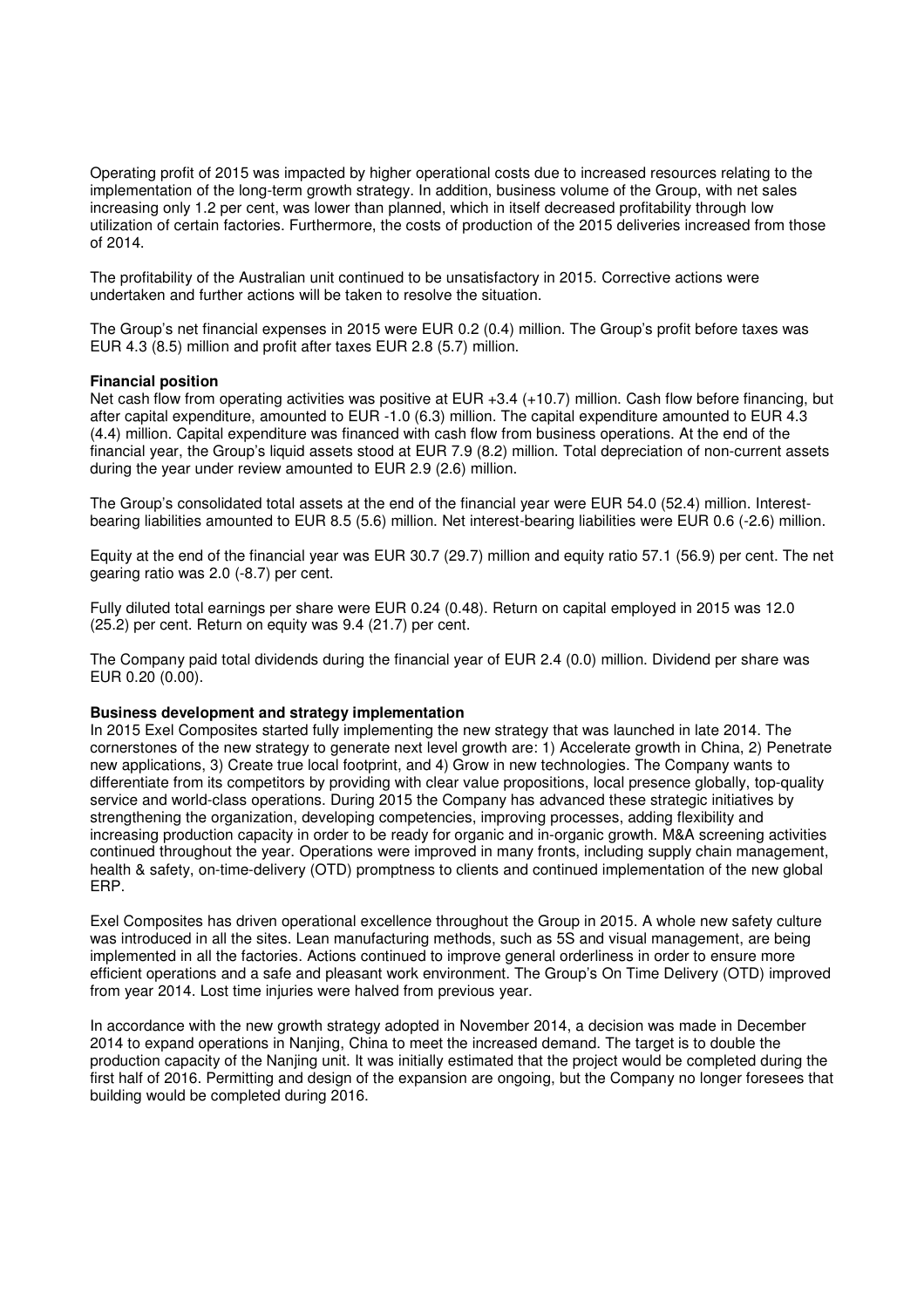Operating profit of 2015 was impacted by higher operational costs due to increased resources relating to the implementation of the long-term growth strategy. In addition, business volume of the Group, with net sales increasing only 1.2 per cent, was lower than planned, which in itself decreased profitability through low utilization of certain factories. Furthermore, the costs of production of the 2015 deliveries increased from those of 2014.

The profitability of the Australian unit continued to be unsatisfactory in 2015. Corrective actions were undertaken and further actions will be taken to resolve the situation.

The Group's net financial expenses in 2015 were EUR 0.2 (0.4) million. The Group's profit before taxes was EUR 4.3 (8.5) million and profit after taxes EUR 2.8 (5.7) million.

**Financial position**

Net cash flow from operating activities was positive at EUR +3.4 (+10.7) million. Cash flow before financing, but after capital expenditure, amounted to EUR -1.0 (6.3) million. The capital expenditure amounted to EUR 4.3 (4.4) million. Capital expenditure was financed with cash flow from business operations. At the end of the financial year, the Group's liquid assets stood at EUR 7.9 (8.2) million. Total depreciation of non-current assets during the year under review amounted to EUR 2.9 (2.6) million.

The Group's consolidated total assets at the end of the financial year were EUR 54.0 (52.4) million. Interest-bearing liabilities amounted to EUR 8.5 (5.6) million. Net interest-bearing liabilities were EUR 0.6 (-2.6) million.

Equity at the end of the financial year was EUR 30.7 (29.7) million and equity ratio 57.1 (56.9) per cent. The net gearing ratio was 2.0 (-8.7) per cent.

Fully diluted total earnings per share were EUR 0.24 (0.48). Return on capital employed in 2015 was 12.0 (25.2) per cent. Return on equity was 9.4 (21.7) per cent.

The Company paid total dividends during the financial year of EUR 2.4 (0.0) million. Dividend per share was EUR 0.20 (0.00).

**Business development and strategy implementation**

In 2015 Exel Composites started fully implementing the new strategy that was launched in late 2014. The cornerstones of the new strategy to generate next level growth are: 1) Accelerate growth in China, 2) Penetrate new applications, 3) Create true local footprint, and 4) Grow in new technologies. The Company wants to differentiate from its competitors by providing with clear value propositions, local presence globally, top-quality service and world-class operations. During 2015 the Company has advanced these strategic initiatives by strengthening the organization, developing competencies, improving processes, adding flexibility and increasing production capacity in order to be ready for organic and in-organic growth. M&A screening activities continued throughout the year. Operations were improved in many fronts, including supply chain management, health & safety, on-time-delivery (OTD) promptness to clients and continued implementation of the new global ERP.

Exel Composites has driven operational excellence throughout the Group in 2015. A whole new safety culture was introduced in all the sites. Lean manufacturing methods, such as 5S and visual management, are being implemented in all the factories. Actions continued to improve general orderliness in order to ensure more efficient operations and a safe and pleasant work environment. The Group's On Time Delivery (OTD) improved from year 2014. Lost time injuries were halved from previous year.

In accordance with the new growth strategy adopted in November 2014, a decision was made in December 2014 to expand operations in Nanjing, China to meet the increased demand. The target is to double the production capacity of the Nanjing unit. It was initially estimated that the project would be completed during the first half of 2016. Permitting and design of the expansion are ongoing, but the Company no longer foresees that building would be completed during 2016.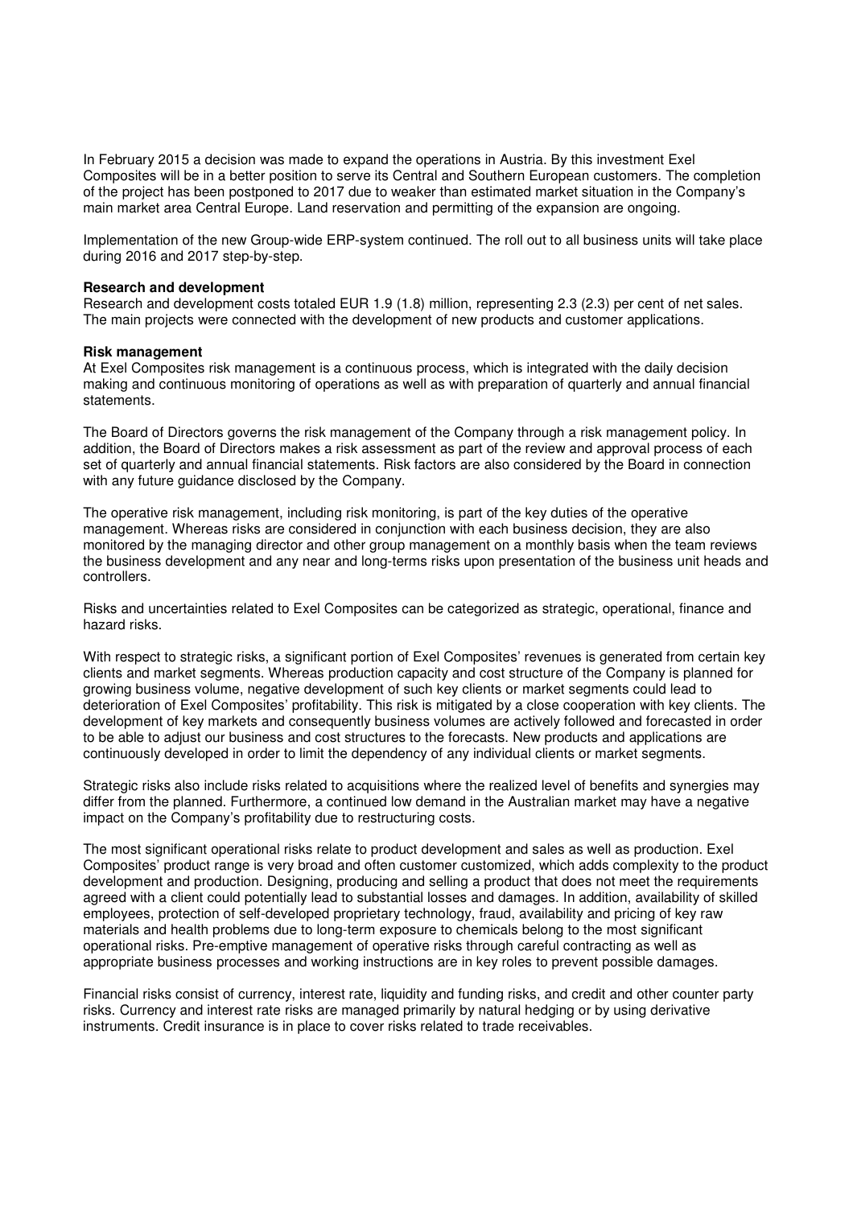In February 2015 a decision was made to expand the operations in Austria. By this investment Exel Composites will be in a better position to serve its Central and Southern European customers. The completion of the project has been postponed to 2017 due to weaker than estimated market situation in the Company's main market area Central Europe. Land reservation and permitting of the expansion are ongoing.

Implementation of the new Group-wide ERP-system continued. The roll out to all business units will take place during 2016 and 2017 step-by-step.

**Research and development**

Research and development costs totaled EUR 1.9 (1.8) million, representing 2.3 (2.3) per cent of net sales. The main projects were connected with the development of new products and customer applications.

**Risk management**

At Exel Composites risk management is a continuous process, which is integrated with the daily decision making and continuous monitoring of operations as well as with preparation of quarterly and annual financial statements.

The Board of Directors governs the risk management of the Company through a risk management policy. In addition, the Board of Directors makes a risk assessment as part of the review and approval process of each set of quarterly and annual financial statements. Risk factors are also considered by the Board in connection with any future guidance disclosed by the Company.

The operative risk management, including risk monitoring, is part of the key duties of the operative management. Whereas risks are considered in conjunction with each business decision, they are also monitored by the managing director and other group management on a monthly basis when the team reviews the business development and any near and long-terms risks upon presentation of the business unit heads and controllers.

Risks and uncertainties related to Exel Composites can be categorized as strategic, operational, finance and hazard risks.

With respect to strategic risks, a significant portion of Exel Composites' revenues is generated from certain key clients and market segments. Whereas production capacity and cost structure of the Company is planned for growing business volume, negative development of such key clients or market segments could lead to deterioration of Exel Composites' profitability. This risk is mitigated by a close cooperation with key clients. The development of key markets and consequently business volumes are actively followed and forecasted in order to be able to adjust our business and cost structures to the forecasts. New products and applications are continuously developed in order to limit the dependency of any individual clients or market segments.

Strategic risks also include risks related to acquisitions where the realized level of benefits and synergies may differ from the planned. Furthermore, a continued low demand in the Australian market may have a negative impact on the Company's profitability due to restructuring costs.

The most significant operational risks relate to product development and sales as well as production. Exel Composites' product range is very broad and often customer customized, which adds complexity to the product development and production. Designing, producing and selling a product that does not meet the requirements agreed with a client could potentially lead to substantial losses and damages. In addition, availability of skilled employees, protection of self-developed proprietary technology, fraud, availability and pricing of key raw materials and health problems due to long-term exposure to chemicals belong to the most significant operational risks. Pre-emptive management of operative risks through careful contracting as well as appropriate business processes and working instructions are in key roles to prevent possible damages.

Financial risks consist of currency, interest rate, liquidity and funding risks, and credit and other counter party risks. Currency and interest rate risks are managed primarily by natural hedging or by using derivative instruments. Credit insurance is in place to cover risks related to trade receivables.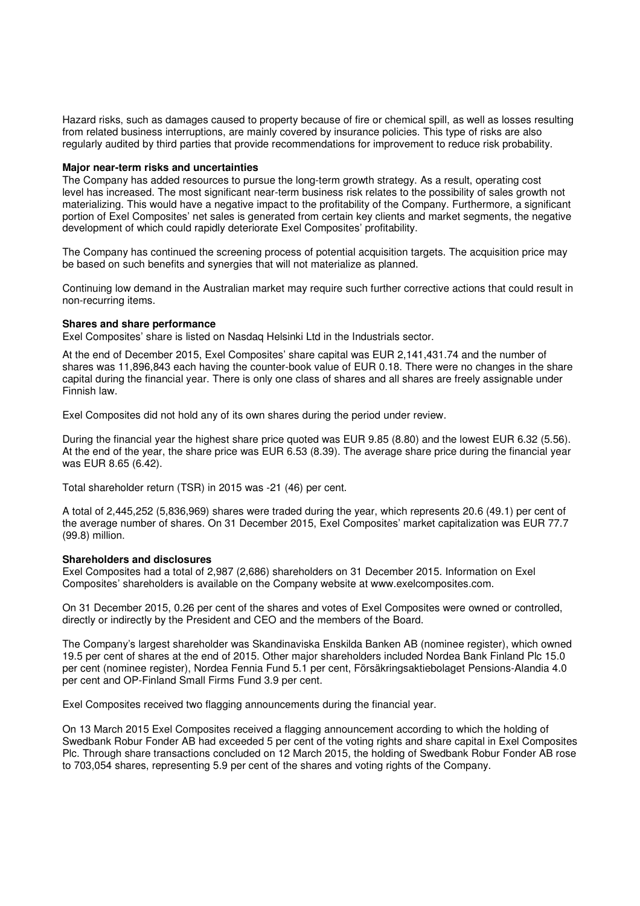Hazard risks, such as damages caused to property because of fire or chemical spill, as well as losses resulting from related business interruptions, are mainly covered by insurance policies. This type of risks are also regularly audited by third parties that provide recommendations for improvement to reduce risk probability.

**Major near-term risks and uncertainties**

The Company has added resources to pursue the long-term growth strategy. As a result, operating cost level has increased. The most significant near-term business risk relates to the possibility of sales growth not materializing. This would have a negative impact to the profitability of the Company. Furthermore, a significant portion of Exel Composites' net sales is generated from certain key clients and market segments, the negative development of which could rapidly deteriorate Exel Composites' profitability.

The Company has continued the screening process of potential acquisition targets. The acquisition price may be based on such benefits and synergies that will not materialize as planned.

Continuing low demand in the Australian market may require such further corrective actions that could result in non-recurring items.

**Shares and share performance**

Exel Composites' share is listed on Nasdaq Helsinki Ltd in the Industrials sector.

At the end of December 2015, Exel Composites' share capital was EUR 2,141,431.74 and the number of shares was 11,896,843 each having the counter-book value of EUR 0.18. There were no changes in the share capital during the financial year. There is only one class of shares and all shares are freely assignable under Finnish law.

Exel Composites did not hold any of its own shares during the period under review.

During the financial year the highest share price quoted was EUR 9.85 (8.80) and the lowest EUR 6.32 (5.56). At the end of the year, the share price was EUR 6.53 (8.39). The average share price during the financial year was EUR 8.65 (6.42).

Total shareholder return (TSR) in 2015 was -21 (46) per cent.

A total of 2,445,252 (5,836,969) shares were traded during the year, which represents 20.6 (49.1) per cent of the average number of shares. On 31 December 2015, Exel Composites' market capitalization was EUR 77.7 (99.8) million.

**Shareholders and disclosures**

Exel Composites had a total of 2,987 (2,686) shareholders on 31 December 2015. Information on Exel Composites' shareholders is available on the Company website at www.exelcomposites.com.

On 31 December 2015, 0.26 per cent of the shares and votes of Exel Composites were owned or controlled, directly or indirectly by the President and CEO and the members of the Board.

The Company's largest shareholder was Skandinaviska Enskilda Banken AB (nominee register), which owned 19.5 per cent of shares at the end of 2015. Other major shareholders included Nordea Bank Finland Plc 15.0 per cent (nominee register), Nordea Fennia Fund 5.1 per cent, Försäkringsaktiebolaget Pensions-Alandia 4.0 per cent and OP-Finland Small Firms Fund 3.9 per cent.

Exel Composites received two flagging announcements during the financial year.

On 13 March 2015 Exel Composites received a flagging announcement according to which the holding of Swedbank Robur Fonder AB had exceeded 5 per cent of the voting rights and share capital in Exel Composites Plc. Through share transactions concluded on 12 March 2015, the holding of Swedbank Robur Fonder AB rose to 703,054 shares, representing 5.9 per cent of the shares and voting rights of the Company.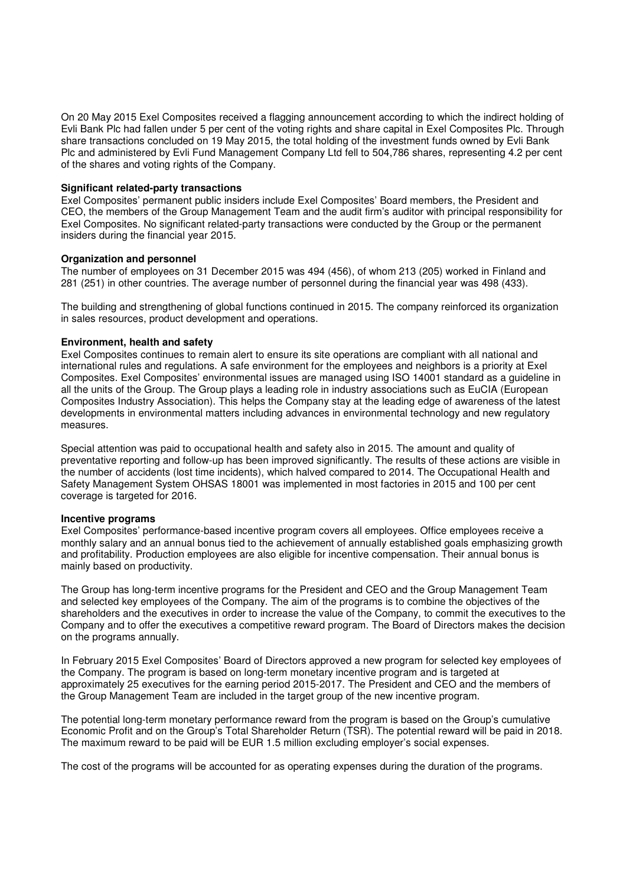On 20 May 2015 Exel Composites received a flagging announcement according to which the indirect holding of Evli Bank Plc had fallen under 5 per cent of the voting rights and share capital in Exel Composites Plc. Through share transactions concluded on 19 May 2015, the total holding of the investment funds owned by Evli Bank Plc and administered by Evli Fund Management Company Ltd fell to 504,786 shares, representing 4.2 per cent of the shares and voting rights of the Company.

**Significant related-party transactions**

Exel Composites' permanent public insiders include Exel Composites' Board members, the President and CEO, the members of the Group Management Team and the audit firm's auditor with principal responsibility for Exel Composites. No significant related-party transactions were conducted by the Group or the permanent insiders during the financial year 2015.

**Organization and personnel**

The number of employees on 31 December 2015 was 494 (456), of whom 213 (205) worked in Finland and 281 (251) in other countries. The average number of personnel during the financial year was 498 (433).

The building and strengthening of global functions continued in 2015. The company reinforced its organization in sales resources, product development and operations.

**Environment, health and safety**

Exel Composites continues to remain alert to ensure its site operations are compliant with all national and international rules and regulations. A safe environment for the employees and neighbors is a priority at Exel Composites. Exel Composites' environmental issues are managed using ISO 14001 standard as a guideline in all the units of the Group. The Group plays a leading role in industry associations such as EuCIA (European Composites Industry Association). This helps the Company stay at the leading edge of awareness of the latest developments in environmental matters including advances in environmental technology and new regulatory measures.

Special attention was paid to occupational health and safety also in 2015. The amount and quality of preventative reporting and follow-up has been improved significantly. The results of these actions are visible in the number of accidents (lost time incidents), which halved compared to 2014. The Occupational Health and Safety Management System OHSAS 18001 was implemented in most factories in 2015 and 100 per cent coverage is targeted for 2016.

**Incentive programs**

Exel Composites' performance-based incentive program covers all employees. Office employees receive a monthly salary and an annual bonus tied to the achievement of annually established goals emphasizing growth and profitability. Production employees are also eligible for incentive compensation. Their annual bonus is mainly based on productivity.

The Group has long-term incentive programs for the President and CEO and the Group Management Team and selected key employees of the Company. The aim of the programs is to combine the objectives of the shareholders and the executives in order to increase the value of the Company, to commit the executives to the Company and to offer the executives a competitive reward program. The Board of Directors makes the decision on the programs annually.

In February 2015 Exel Composites' Board of Directors approved a new program for selected key employees of the Company. The program is based on long-term monetary incentive program and is targeted at approximately 25 executives for the earning period 2015-2017. The President and CEO and the members of the Group Management Team are included in the target group of the new incentive program.

The potential long-term monetary performance reward from the program is based on the Group's cumulative Economic Profit and on the Group's Total Shareholder Return (TSR). The potential reward will be paid in 2018. The maximum reward to be paid will be EUR 1.5 million excluding employer's social expenses.

The cost of the programs will be accounted for as operating expenses during the duration of the programs.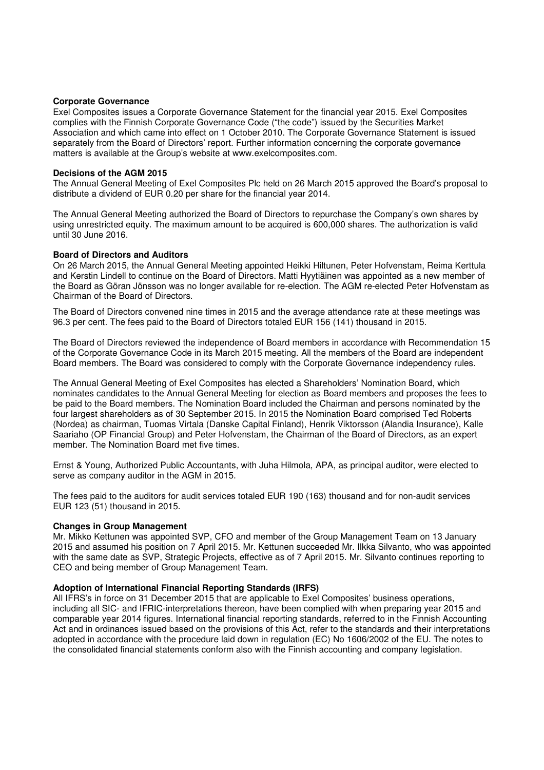**Corporate Governance**

Exel Composites issues a Corporate Governance Statement for the financial year 2015. Exel Composites complies with the Finnish Corporate Governance Code ("the code") issued by the Securities Market Association and which came into effect on 1 October 2010. The Corporate Governance Statement is issued separately from the Board of Directors' report. Further information concerning the corporate governance matters is available at the Group's website at www.exelcomposites.com.

**Decisions of the AGM 2015**

The Annual General Meeting of Exel Composites Plc held on 26 March 2015 approved the Board's proposal to distribute a dividend of EUR 0.20 per share for the financial year 2014.

The Annual General Meeting authorized the Board of Directors to repurchase the Company's own shares by using unrestricted equity. The maximum amount to be acquired is 600,000 shares. The authorization is valid until 30 June 2016.

**Board of Directors and Auditors**

On 26 March 2015, the Annual General Meeting appointed Heikki Hiltunen, Peter Hofvenstam, Reima Kerttula and Kerstin Lindell to continue on the Board of Directors. Matti Hyytiäinen was appointed as a new member of the Board as Göran Jönsson was no longer available for re-election. The AGM re-elected Peter Hofvenstam as Chairman of the Board of Directors.

The Board of Directors convened nine times in 2015 and the average attendance rate at these meetings was 96.3 per cent. The fees paid to the Board of Directors totaled EUR 156 (141) thousand in 2015.

The Board of Directors reviewed the independence of Board members in accordance with Recommendation 15 of the Corporate Governance Code in its March 2015 meeting. All the members of the Board are independent Board members. The Board was considered to comply with the Corporate Governance independency rules.

The Annual General Meeting of Exel Composites has elected a Shareholders' Nomination Board, which nominates candidates to the Annual General Meeting for election as Board members and proposes the fees to be paid to the Board members. The Nomination Board included the Chairman and persons nominated by the four largest shareholders as of 30 September 2015. In 2015 the Nomination Board comprised Ted Roberts (Nordea) as chairman, Tuomas Virtala (Danske Capital Finland), Henrik Viktorsson (Alandia Insurance), Kalle Saariaho (OP Financial Group) and Peter Hofvenstam, the Chairman of the Board of Directors, as an expert member. The Nomination Board met five times.

Ernst & Young, Authorized Public Accountants, with Juha Hilmola, APA, as principal auditor, were elected to serve as company auditor in the AGM in 2015.

The fees paid to the auditors for audit services totaled EUR 190 (163) thousand and for non-audit services EUR 123 (51) thousand in 2015.

**Changes in Group Management**

Mr. Mikko Kettunen was appointed SVP, CFO and member of the Group Management Team on 13 January 2015 and assumed his position on 7 April 2015. Mr. Kettunen succeeded Mr. Ilkka Silvanto, who was appointed with the same date as SVP, Strategic Projects, effective as of 7 April 2015. Mr. Silvanto continues reporting to CEO and being member of Group Management Team.

**Adoption of International Financial Reporting Standards (IRFS)**

All IFRS's in force on 31 December 2015 that are applicable to Exel Composites' business operations, including all SIC- and IFRIC-interpretations thereon, have been complied with when preparing year 2015 and comparable year 2014 figures. International financial reporting standards, referred to in the Finnish Accounting Act and in ordinances issued based on the provisions of this Act, refer to the standards and their interpretations adopted in accordance with the procedure laid down in regulation (EC) No 1606/2002 of the EU. The notes to the consolidated financial statements conform also with the Finnish accounting and company legislation.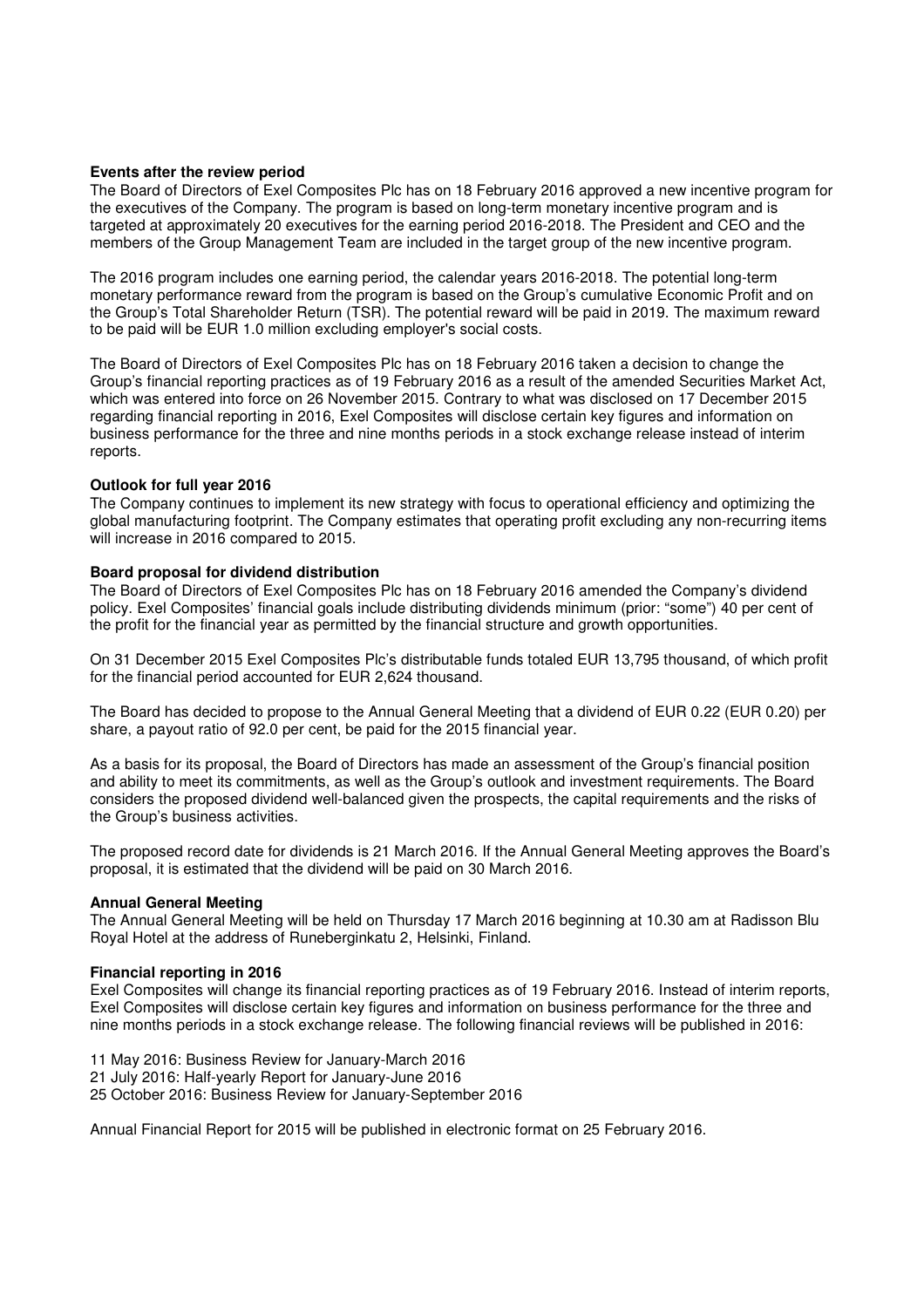**Events after the review period**

The Board of Directors of Exel Composites Plc has on 18 February 2016 approved a new incentive program for the executives of the Company. The program is based on long-term monetary incentive program and is targeted at approximately 20 executives for the earning period 2016-2018. The President and CEO and the members of the Group Management Team are included in the target group of the new incentive program.

The 2016 program includes one earning period, the calendar years 2016-2018. The potential long-term monetary performance reward from the program is based on the Group's cumulative Economic Profit and on the Group's Total Shareholder Return (TSR). The potential reward will be paid in 2019. The maximum reward to be paid will be EUR 1.0 million excluding employer's social costs.

The Board of Directors of Exel Composites Plc has on 18 February 2016 taken a decision to change the Group's financial reporting practices as of 19 February 2016 as a result of the amended Securities Market Act, which was entered into force on 26 November 2015. Contrary to what was disclosed on 17 December 2015 regarding financial reporting in 2016, Exel Composites will disclose certain key figures and information on business performance for the three and nine months periods in a stock exchange release instead of interim reports.

**Outlook for full year 2016**

The Company continues to implement its new strategy with focus to operational efficiency and optimizing the global manufacturing footprint. The Company estimates that operating profit excluding any non-recurring items will increase in 2016 compared to 2015.

**Board proposal for dividend distribution**

The Board of Directors of Exel Composites Plc has on 18 February 2016 amended the Company's dividend policy. Exel Composites' financial goals include distributing dividends minimum (prior: "some") 40 per cent of the profit for the financial year as permitted by the financial structure and growth opportunities.

On 31 December 2015 Exel Composites Plc's distributable funds totaled EUR 13,795 thousand, of which profit for the financial period accounted for EUR 2,624 thousand.

The Board has decided to propose to the Annual General Meeting that a dividend of EUR 0.22 (EUR 0.20) per share, a payout ratio of 92.0 per cent, be paid for the 2015 financial year.

As a basis for its proposal, the Board of Directors has made an assessment of the Group's financial position and ability to meet its commitments, as well as the Group's outlook and investment requirements. The Board considers the proposed dividend well-balanced given the prospects, the capital requirements and the risks of the Group's business activities.

The proposed record date for dividends is 21 March 2016. If the Annual General Meeting approves the Board's proposal, it is estimated that the dividend will be paid on 30 March 2016.

**Annual General Meeting**

The Annual General Meeting will be held on Thursday 17 March 2016 beginning at 10.30 am at Radisson Blu Royal Hotel at the address of Runeberginkatu 2, Helsinki, Finland.

**Financial reporting in 2016**

Exel Composites will change its financial reporting practices as of 19 February 2016. Instead of interim reports, Exel Composites will disclose certain key figures and information on business performance for the three and nine months periods in a stock exchange release. The following financial reviews will be published in 2016:

11 May 2016: Business Review for January-March 2016
21 July 2016: Half-yearly Report for January-June 2016
25 October 2016: Business Review for January-September 2016

Annual Financial Report for 2015 will be published in electronic format on 25 February 2016.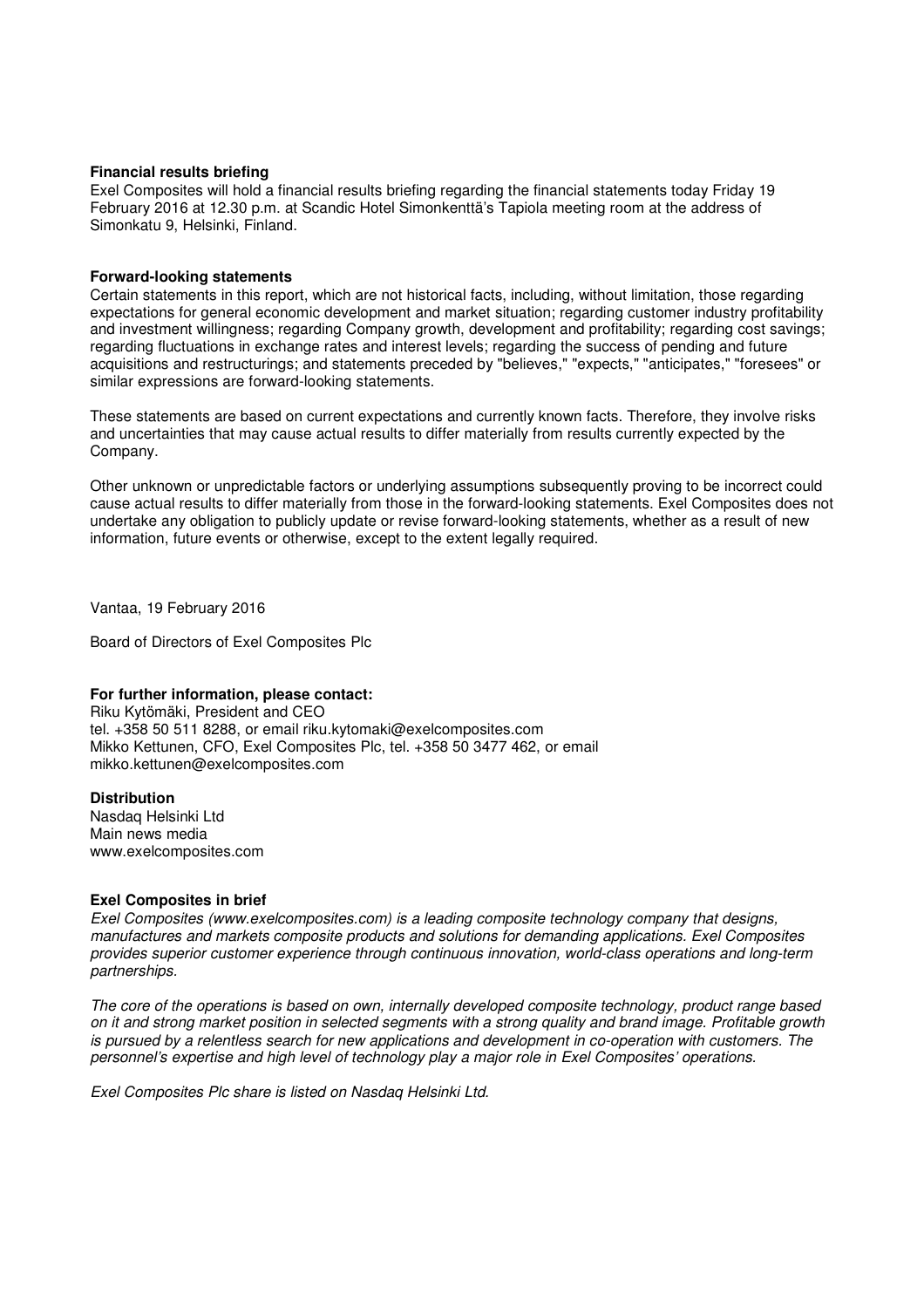**Financial results briefing**

Exel Composites will hold a financial results briefing regarding the financial statements today Friday 19 February 2016 at 12.30 p.m. at Scandic Hotel Simonkenttä's Tapiola meeting room at the address of Simonkatu 9, Helsinki, Finland.

**Forward-looking statements**

Certain statements in this report, which are not historical facts, including, without limitation, those regarding expectations for general economic development and market situation; regarding customer industry profitability and investment willingness; regarding Company growth, development and profitability; regarding cost savings; regarding fluctuations in exchange rates and interest levels; regarding the success of pending and future acquisitions and restructurings; and statements preceded by "believes," "expects," "anticipates," "foresees" or similar expressions are forward-looking statements.

These statements are based on current expectations and currently known facts. Therefore, they involve risks and uncertainties that may cause actual results to differ materially from results currently expected by the Company.

Other unknown or unpredictable factors or underlying assumptions subsequently proving to be incorrect could cause actual results to differ materially from those in the forward-looking statements. Exel Composites does not undertake any obligation to publicly update or revise forward-looking statements, whether as a result of new information, future events or otherwise, except to the extent legally required.

Vantaa, 19 February 2016

Board of Directors of Exel Composites Plc

**For further information, please contact:**

Riku Kytömäki, President and CEO
tel. +358 50 511 8288, or email riku.kytomaki@exelcomposites.com
Mikko Kettunen, CFO, Exel Composites Plc, tel. +358 50 3477 462, or email mikko.kettunen@exelcomposites.com

**Distribution**

Nasdaq Helsinki Ltd
Main news media
www.exelcomposites.com

**Exel Composites in brief**

*Exel Composites (www.exelcomposites.com) is a leading composite technology company that designs, manufactures and markets composite products and solutions for demanding applications. Exel Composites provides superior customer experience through continuous innovation, world-class operations and long-term partnerships.*

*The core of the operations is based on own, internally developed composite technology, product range based on it and strong market position in selected segments with a strong quality and brand image. Profitable growth is pursued by a relentless search for new applications and development in co-operation with customers. The personnel's expertise and high level of technology play a major role in Exel Composites' operations.*

*Exel Composites Plc share is listed on Nasdaq Helsinki Ltd.*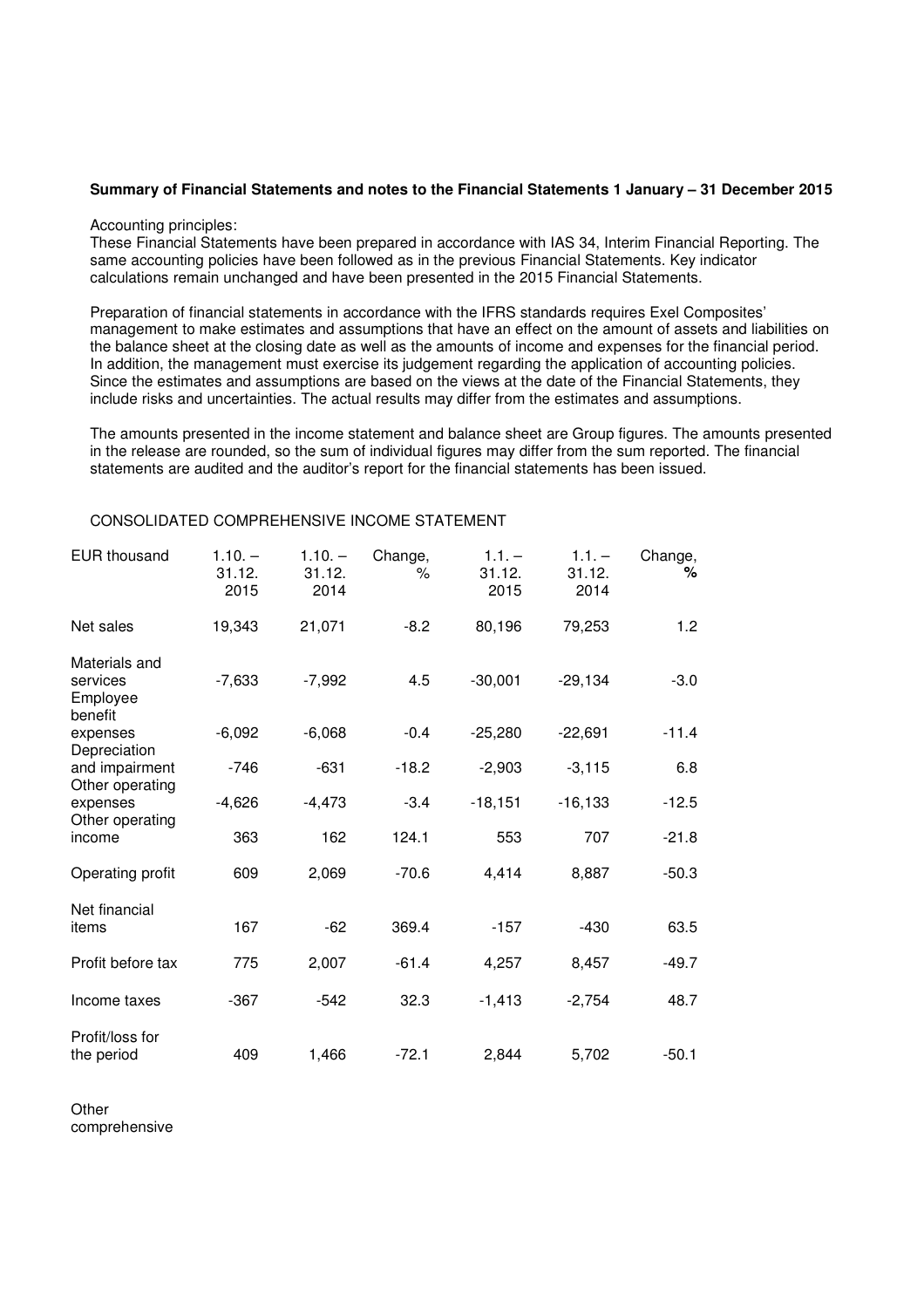**Summary of Financial Statements and notes to the Financial Statements 1 January – 31 December 2015**

Accounting principles:
These Financial Statements have been prepared in accordance with IAS 34, Interim Financial Reporting. The same accounting policies have been followed as in the previous Financial Statements. Key indicator calculations remain unchanged and have been presented in the 2015 Financial Statements.

Preparation of financial statements in accordance with the IFRS standards requires Exel Composites' management to make estimates and assumptions that have an effect on the amount of assets and liabilities on the balance sheet at the closing date as well as the amounts of income and expenses for the financial period. In addition, the management must exercise its judgement regarding the application of accounting policies. Since the estimates and assumptions are based on the views at the date of the Financial Statements, they include risks and uncertainties. The actual results may differ from the estimates and assumptions.

The amounts presented in the income statement and balance sheet are Group figures. The amounts presented in the release are rounded, so the sum of individual figures may differ from the sum reported. The financial statements are audited and the auditor's report for the financial statements has been issued.

CONSOLIDATED COMPREHENSIVE INCOME STATEMENT

| EUR thousand | 1.10. – 31.12. 2015 | 1.10. – 31.12. 2014 | Change, % | 1.1. – 31.12. 2015 | 1.1. – 31.12. 2014 | Change, % |
|---|---|---|---|---|---|---|
| Net sales | 19,343 | 21,071 | -8.2 | 80,196 | 79,253 | 1.2 |
| Materials and services | -7,633 | -7,992 | 4.5 | -30,001 | -29,134 | -3.0 |
| Employee benefit expenses | -6,092 | -6,068 | -0.4 | -25,280 | -22,691 | -11.4 |
| Depreciation and impairment | -746 | -631 | -18.2 | -2,903 | -3,115 | 6.8 |
| Other operating expenses | -4,626 | -4,473 | -3.4 | -18,151 | -16,133 | -12.5 |
| Other operating income | 363 | 162 | 124.1 | 553 | 707 | -21.8 |
| Operating profit | 609 | 2,069 | -70.6 | 4,414 | 8,887 | -50.3 |
| Net financial items | 167 | -62 | 369.4 | -157 | -430 | 63.5 |
| Profit before tax | 775 | 2,007 | -61.4 | 4,257 | 8,457 | -49.7 |
| Income taxes | -367 | -542 | 32.3 | -1,413 | -2,754 | 48.7 |
| Profit/loss for the period | 409 | 1,466 | -72.1 | 2,844 | 5,702 | -50.1 |

Other comprehensive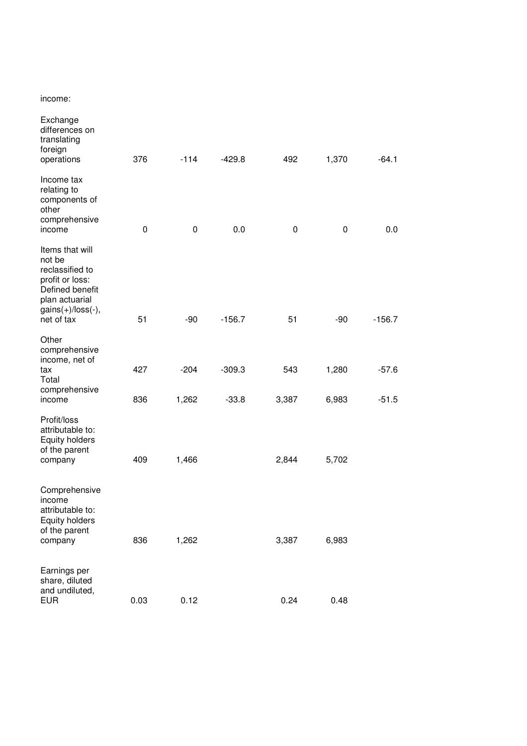income:

| | | | | | | |
|---|---|---|---|---|---|---|
| Exchange differences on translating foreign operations | 376 | -114 | -429.8 | 492 | 1,370 | -64.1 |
| Income tax relating to components of other comprehensive income | 0 | 0 | 0.0 | 0 | 0 | 0.0 |
| Items that will not be reclassified to profit or loss: Defined benefit plan actuarial gains(+)/loss(-), net of tax | 51 | -90 | -156.7 | 51 | -90 | -156.7 |
| Other comprehensive income, net of tax | 427 | -204 | -309.3 | 543 | 1,280 | -57.6 |
| Total comprehensive income | 836 | 1,262 | -33.8 | 3,387 | 6,983 | -51.5 |
| Profit/loss attributable to: Equity holders of the parent company | 409 | 1,466 | | 2,844 | 5,702 | |
| Comprehensive income attributable to: Equity holders of the parent company | 836 | 1,262 | | 3,387 | 6,983 | |
| Earnings per share, diluted and undiluted, EUR | 0.03 | 0.12 | | 0.24 | 0.48 | |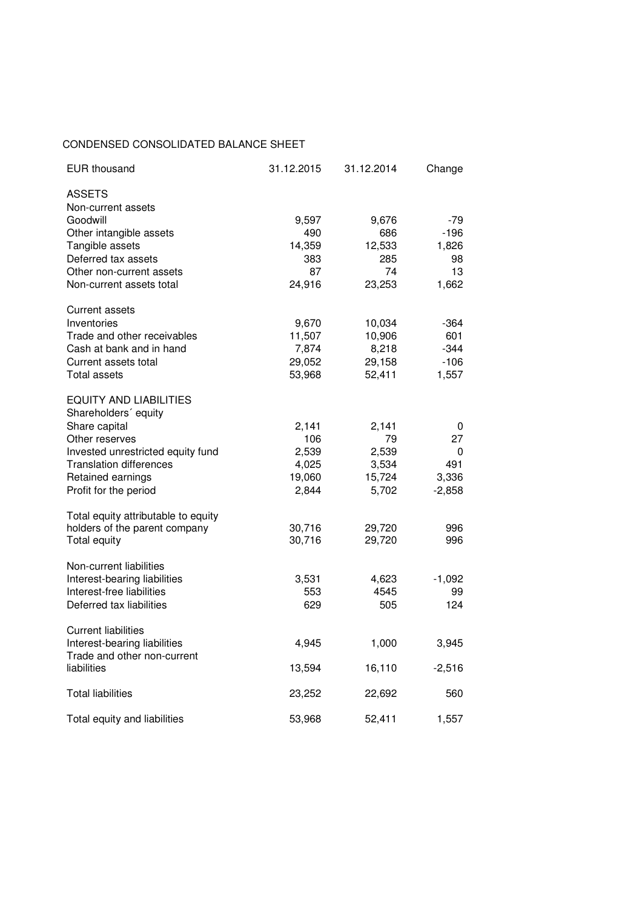CONDENSED CONSOLIDATED BALANCE SHEET

| EUR thousand | 31.12.2015 | 31.12.2014 | Change |
|---|---|---|---|
| ASSETS | | | |
| Non-current assets | | | |
| Goodwill | 9,597 | 9,676 | -79 |
| Other intangible assets | 490 | 686 | -196 |
| Tangible assets | 14,359 | 12,533 | 1,826 |
| Deferred tax assets | 383 | 285 | 98 |
| Other non-current assets | 87 | 74 | 13 |
| Non-current assets total | 24,916 | 23,253 | 1,662 |
| | | | |
| Current assets | | | |
| Inventories | 9,670 | 10,034 | -364 |
| Trade and other receivables | 11,507 | 10,906 | 601 |
| Cash at bank and in hand | 7,874 | 8,218 | -344 |
| Current assets total | 29,052 | 29,158 | -106 |
| Total assets | 53,968 | 52,411 | 1,557 |
| | | | |
| EQUITY AND LIABILITIES | | | |
| Shareholders´ equity | | | |
| Share capital | 2,141 | 2,141 | 0 |
| Other reserves | 106 | 79 | 27 |
| Invested unrestricted equity fund | 2,539 | 2,539 | 0 |
| Translation differences | 4,025 | 3,534 | 491 |
| Retained earnings | 19,060 | 15,724 | 3,336 |
| Profit for the period | 2,844 | 5,702 | -2,858 |
| | | | |
| Total equity attributable to equity holders of the parent company | 30,716 | 29,720 | 996 |
| Total equity | 30,716 | 29,720 | 996 |
| | | | |
| Non-current liabilities | | | |
| Interest-bearing liabilities | 3,531 | 4,623 | -1,092 |
| Interest-free liabilities | 553 | 4545 | 99 |
| Deferred tax liabilities | 629 | 505 | 124 |
| | | | |
| Current liabilities | | | |
| Interest-bearing liabilities | 4,945 | 1,000 | 3,945 |
| Trade and other non-current liabilities | 13,594 | 16,110 | -2,516 |
| | | | |
| Total liabilities | 23,252 | 22,692 | 560 |
| | | | |
| Total equity and liabilities | 53,968 | 52,411 | 1,557 |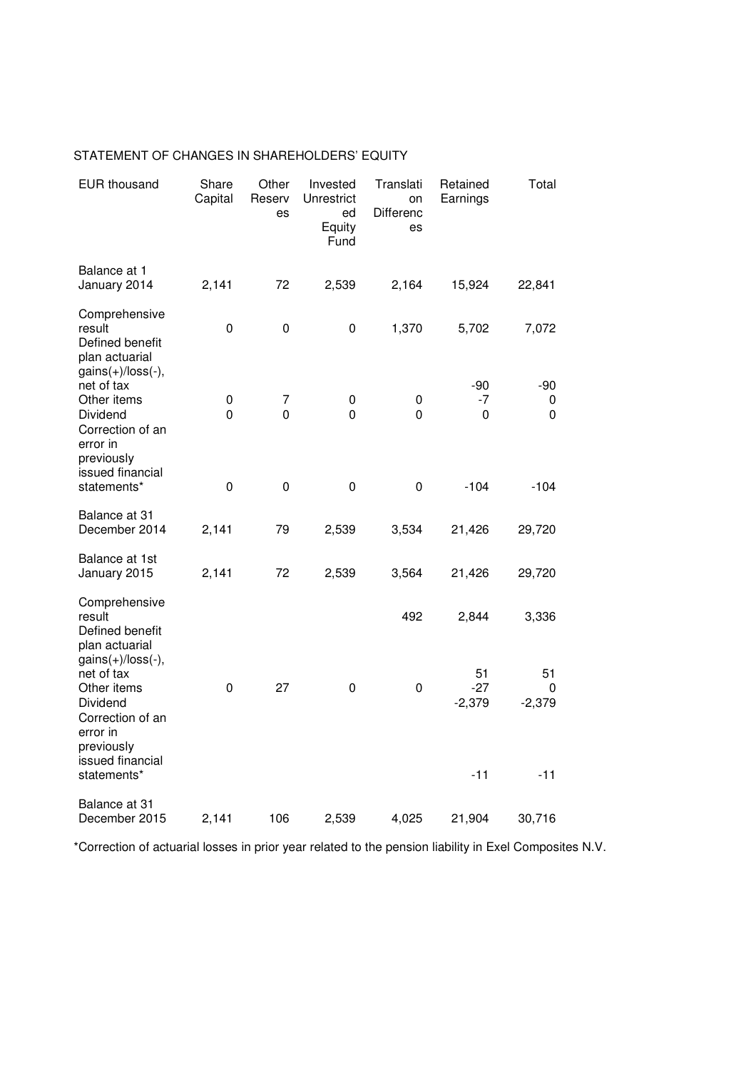STATEMENT OF CHANGES IN SHAREHOLDERS' EQUITY

| EUR thousand | Share Capital | Other Reserves | Invested Unrestricted Equity Fund | Translation Differences | Retained Earnings | Total |
|---|---|---|---|---|---|---|
| Balance at 1 January 2014 | 2,141 | 72 | 2,539 | 2,164 | 15,924 | 22,841 |
| Comprehensive result | 0 | 0 | 0 | 1,370 | 5,702 | 7,072 |
| Defined benefit plan actuarial gains(+)/loss(-), net of tax | | | | | -90 | -90 |
| Other items | 0 | 7 | 0 | 0 | -7 | 0 |
| Dividend | 0 | 0 | 0 | 0 | 0 | 0 |
| Correction of an error in previously issued financial statements* | 0 | 0 | 0 | 0 | -104 | -104 |
| Balance at 31 December 2014 | 2,141 | 79 | 2,539 | 3,534 | 21,426 | 29,720 |
| Balance at 1st January 2015 | 2,141 | 72 | 2,539 | 3,564 | 21,426 | 29,720 |
| Comprehensive result | | | | 492 | 2,844 | 3,336 |
| Defined benefit plan actuarial gains(+)/loss(-), net of tax | | | | | 51 | 51 |
| Other items | 0 | 27 | 0 | 0 | -27 | 0 |
| Dividend | | | | | -2,379 | -2,379 |
| Correction of an error in previously issued financial statements* | | | | | -11 | -11 |
| Balance at 31 December 2015 | 2,141 | 106 | 2,539 | 4,025 | 21,904 | 30,716 |

*Correction of actuarial losses in prior year related to the pension liability in Exel Composites N.V.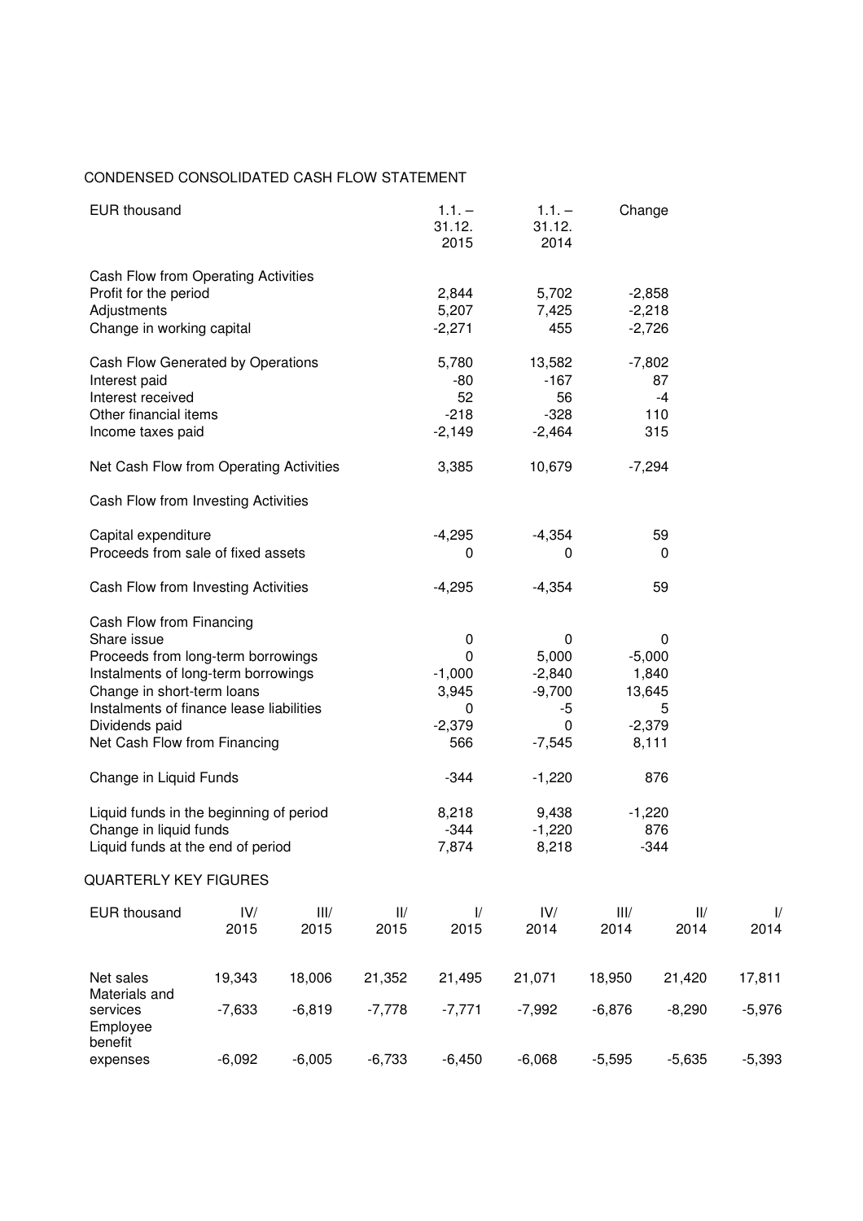## CONDENSED CONSOLIDATED CASH FLOW STATEMENT

| EUR thousand | 1.1. – 31.12. 2015 | 1.1. – 31.12. 2014 | Change |
|---|---|---|---|
| Cash Flow from Operating Activities | | | |
| Profit for the period | 2,844 | 5,702 | -2,858 |
| Adjustments | 5,207 | 7,425 | -2,218 |
| Change in working capital | -2,271 | 455 | -2,726 |
| | | | |
| Cash Flow Generated by Operations | 5,780 | 13,582 | -7,802 |
| Interest paid | -80 | -167 | 87 |
| Interest received | 52 | 56 | -4 |
| Other financial items | -218 | -328 | 110 |
| Income taxes paid | -2,149 | -2,464 | 315 |
| | | | |
| Net Cash Flow from Operating Activities | 3,385 | 10,679 | -7,294 |
| | | | |
| Cash Flow from Investing Activities | | | |
| | | | |
| Capital expenditure | -4,295 | -4,354 | 59 |
| Proceeds from sale of fixed assets | 0 | 0 | 0 |
| | | | |
| Cash Flow from Investing Activities | -4,295 | -4,354 | 59 |
| | | | |
| Cash Flow from Financing | | | |
| Share issue | 0 | 0 | 0 |
| Proceeds from long-term borrowings | 0 | 5,000 | -5,000 |
| Instalments of long-term borrowings | -1,000 | -2,840 | 1,840 |
| Change in short-term loans | 3,945 | -9,700 | 13,645 |
| Instalments of finance lease liabilities | 0 | -5 | 5 |
| Dividends paid | -2,379 | 0 | -2,379 |
| Net Cash Flow from Financing | 566 | -7,545 | 8,111 |
| | | | |
| Change in Liquid Funds | -344 | -1,220 | 876 |
| | | | |
| Liquid funds in the beginning of period | 8,218 | 9,438 | -1,220 |
| Change in liquid funds | -344 | -1,220 | 876 |
| Liquid funds at the end of period | 7,874 | 8,218 | -344 |

## QUARTERLY KEY FIGURES

| EUR thousand | IV/ 2015 | III/ 2015 | II/ 2015 | I/ 2015 | IV/ 2014 | III/ 2014 | II/ 2014 | I/ 2014 |
|---|---|---|---|---|---|---|---|---|
| Net sales | 19,343 | 18,006 | 21,352 | 21,495 | 21,071 | 18,950 | 21,420 | 17,811 |
| Materials and services | -7,633 | -6,819 | -7,778 | -7,771 | -7,992 | -6,876 | -8,290 | -5,976 |
| Employee benefit expenses | -6,092 | -6,005 | -6,733 | -6,450 | -6,068 | -5,595 | -5,635 | -5,393 |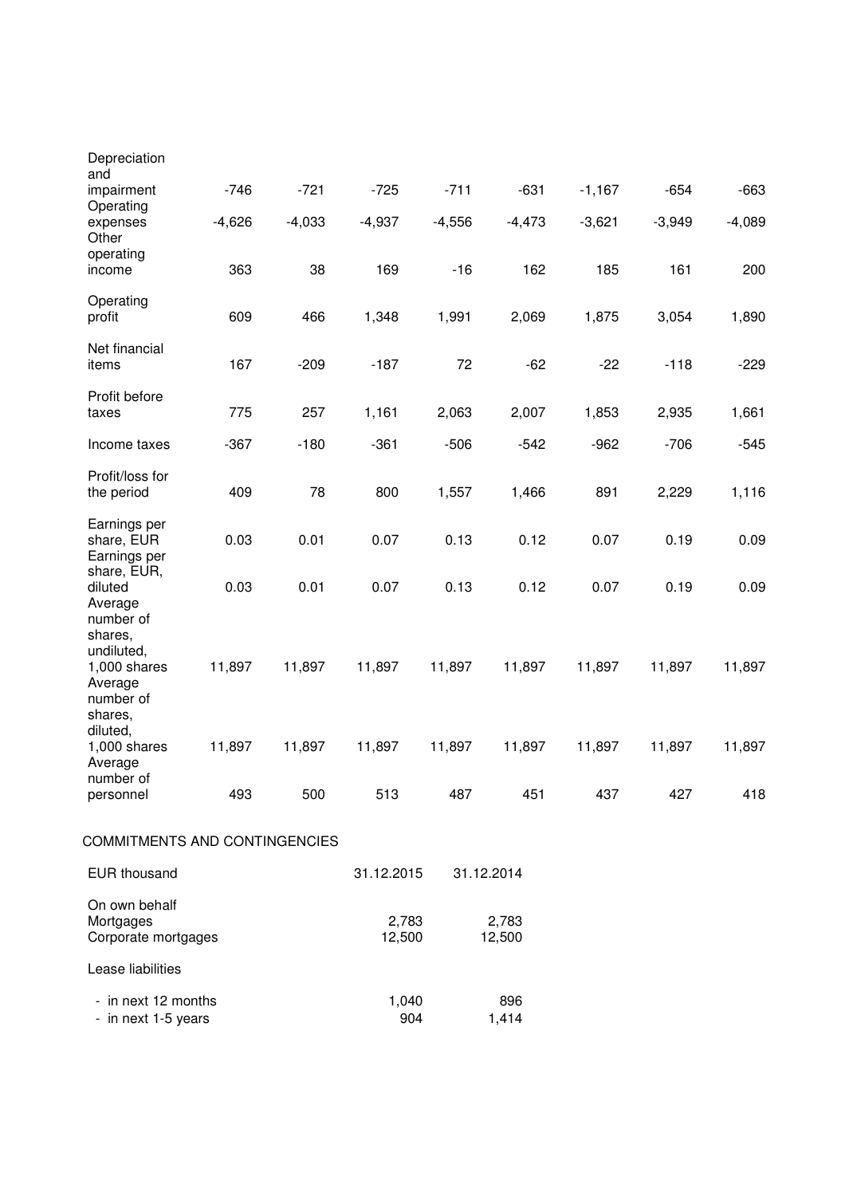| | | | | | | | | |
|---|---|---|---|---|---|---|---|---|
| Depreciation and impairment | -746 | -721 | -725 | -711 | -631 | -1,167 | -654 | -663 |
| Operating expenses | -4,626 | -4,033 | -4,937 | -4,556 | -4,473 | -3,621 | -3,949 | -4,089 |
| Other operating income | 363 | 38 | 169 | -16 | 162 | 185 | 161 | 200 |
| Operating profit | 609 | 466 | 1,348 | 1,991 | 2,069 | 1,875 | 3,054 | 1,890 |
| Net financial items | 167 | -209 | -187 | 72 | -62 | -22 | -118 | -229 |
| Profit before taxes | 775 | 257 | 1,161 | 2,063 | 2,007 | 1,853 | 2,935 | 1,661 |
| Income taxes | -367 | -180 | -361 | -506 | -542 | -962 | -706 | -545 |
| Profit/loss for the period | 409 | 78 | 800 | 1,557 | 1,466 | 891 | 2,229 | 1,116 |
| Earnings per share, EUR | 0.03 | 0.01 | 0.07 | 0.13 | 0.12 | 0.07 | 0.19 | 0.09 |
| Earnings per share, EUR, diluted | 0.03 | 0.01 | 0.07 | 0.13 | 0.12 | 0.07 | 0.19 | 0.09 |
| Average number of shares, undiluted, 1,000 shares | 11,897 | 11,897 | 11,897 | 11,897 | 11,897 | 11,897 | 11,897 | 11,897 |
| Average number of shares, diluted, 1,000 shares | 11,897 | 11,897 | 11,897 | 11,897 | 11,897 | 11,897 | 11,897 | 11,897 |
| Average number of personnel | 493 | 500 | 513 | 487 | 451 | 437 | 427 | 418 |

## COMMITMENTS AND CONTINGENCIES

| EUR thousand | 31.12.2015 | 31.12.2014 |
|---|---|---|
| On own behalf | | |
| Mortgages | 2,783 | 2,783 |
| Corporate mortgages | 12,500 | 12,500 |
| Lease liabilities | | |
| - in next 12 months | 1,040 | 896 |
| - in next 1-5 years | 904 | 1,414 |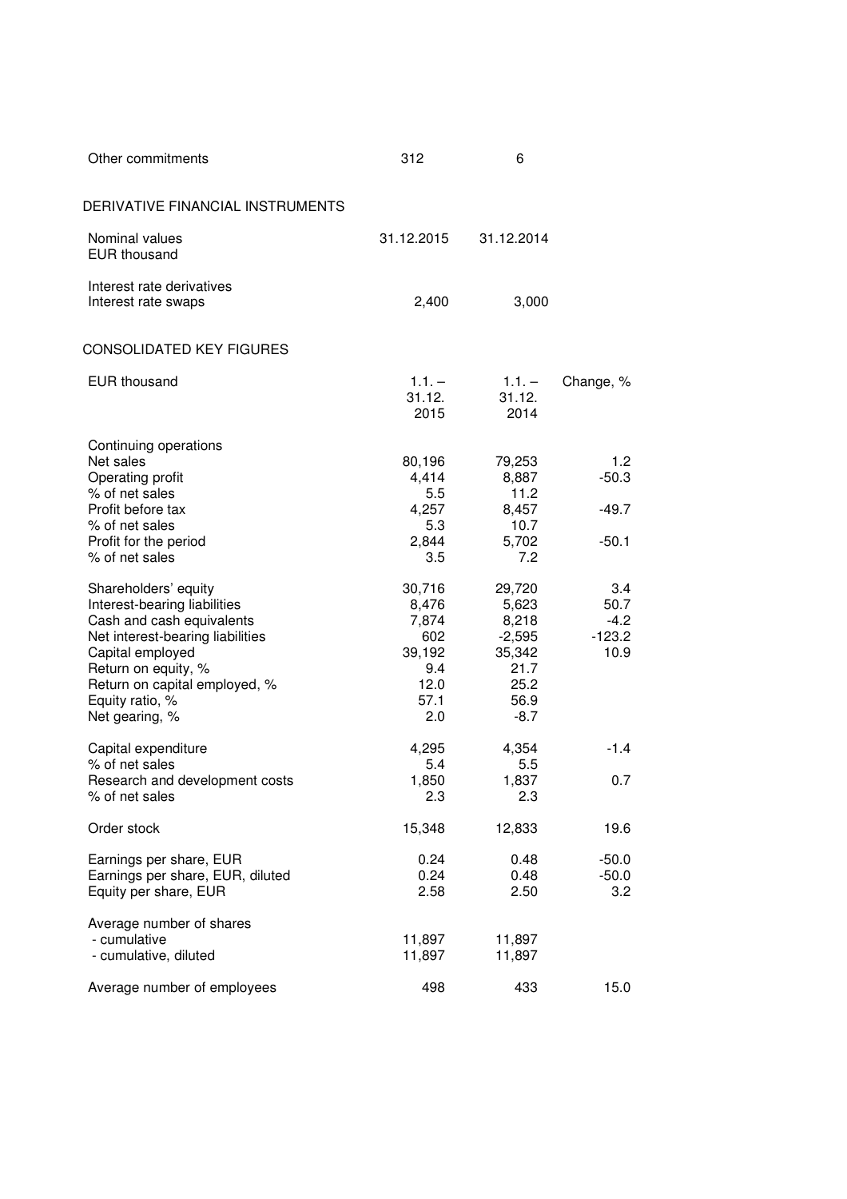| | | |
|---|---|---|
| Other commitments | 312 | 6 |

## DERIVATIVE FINANCIAL INSTRUMENTS

| Nominal values<br>EUR thousand | 31.12.2015 | 31.12.2014 |
|---|---|---|
| Interest rate derivatives | | |
| Interest rate swaps | 2,400 | 3,000 |

## CONSOLIDATED KEY FIGURES

| EUR thousand | 1.1. – 31.12. 2015 | 1.1. – 31.12. 2014 | Change, % |
|---|---|---|---|
| Continuing operations | | | |
| Net sales | 80,196 | 79,253 | 1.2 |
| Operating profit | 4,414 | 8,887 | -50.3 |
| % of net sales | 5.5 | 11.2 | |
| Profit before tax | 4,257 | 8,457 | -49.7 |
| % of net sales | 5.3 | 10.7 | |
| Profit for the period | 2,844 | 5,702 | -50.1 |
| % of net sales | 3.5 | 7.2 | |
| Shareholders' equity | 30,716 | 29,720 | 3.4 |
| Interest-bearing liabilities | 8,476 | 5,623 | 50.7 |
| Cash and cash equivalents | 7,874 | 8,218 | -4.2 |
| Net interest-bearing liabilities | 602 | -2,595 | -123.2 |
| Capital employed | 39,192 | 35,342 | 10.9 |
| Return on equity, % | 9.4 | 21.7 | |
| Return on capital employed, % | 12.0 | 25.2 | |
| Equity ratio, % | 57.1 | 56.9 | |
| Net gearing, % | 2.0 | -8.7 | |
| Capital expenditure | 4,295 | 4,354 | -1.4 |
| % of net sales | 5.4 | 5.5 | |
| Research and development costs | 1,850 | 1,837 | 0.7 |
| % of net sales | 2.3 | 2.3 | |
| Order stock | 15,348 | 12,833 | 19.6 |
| Earnings per share, EUR | 0.24 | 0.48 | -50.0 |
| Earnings per share, EUR, diluted | 0.24 | 0.48 | -50.0 |
| Equity per share, EUR | 2.58 | 2.50 | 3.2 |
| Average number of shares | | | |
| - cumulative | 11,897 | 11,897 | |
| - cumulative, diluted | 11,897 | 11,897 | |
| Average number of employees | 498 | 433 | 15.0 |